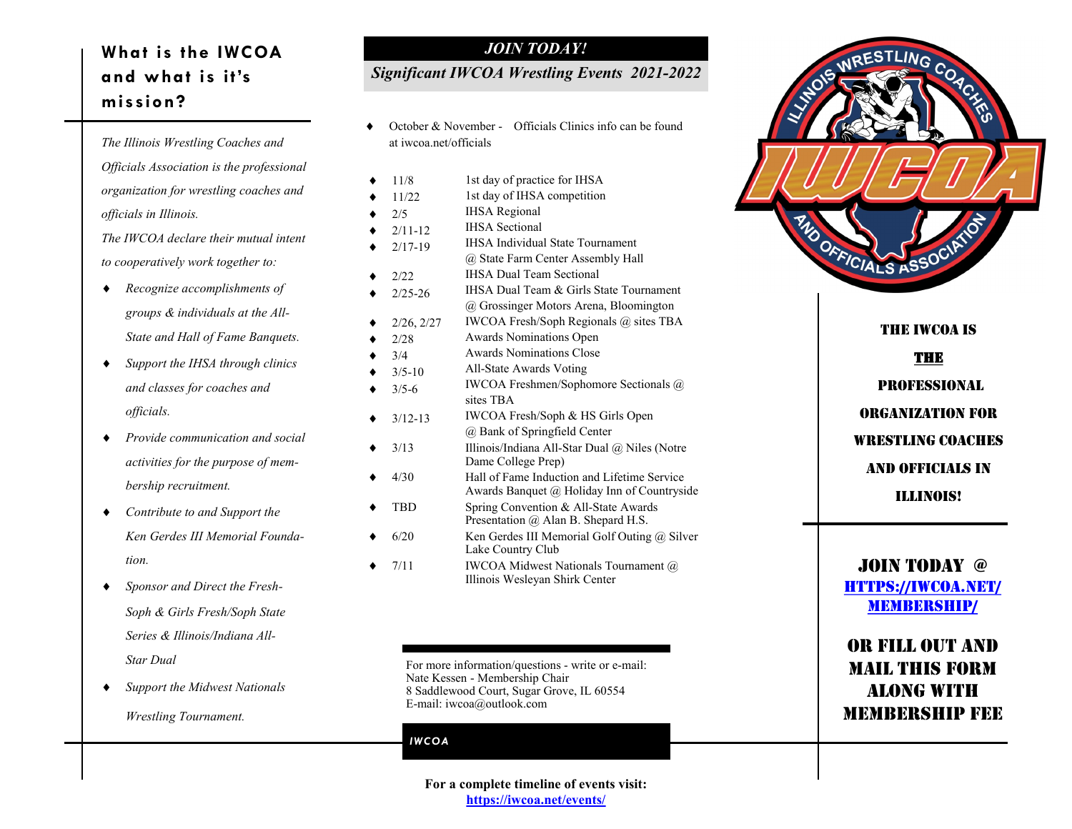## What is the IWCOA and what is it's mission?

*The Illinois Wrestling Coaches and Officials Association is the professional organization for wrestling coaches and officials in Illinois.*

*The IWCOA declare their mutual intent to cooperatively work together to:*

- *Recognize accomplishments of groups & individuals at the All-State and Hall of Fame Banquets.*
- *Support the IHSA through clinics and classes for coaches and officials.*
- *Provide communication and social activities for the purpose of membership recruitment.*
- *Contribute to and Support the Ken Gerdes III Memorial Foundation.*
- *Sponsor and Direct the Fresh-Soph & Girls Fresh/Soph State Series & Illinois/Indiana All-Star Dual*
- *Support the Midwest Nationals Wrestling Tournament.*

## *JOIN TODAY!*

### *Significant IWCOA Wrestling Events 2021-2022*

- October & November - Officials Clinics info can be found at iwcoa.net/officials

| Date | Event |
|---|---|
| 11/8 | 1st day of practice for IHSA |
| 11/22 | 1st day of IHSA competition |
| 2/5 | IHSA Regional |
| 2/11-12 | IHSA Sectional |
| 2/17-19 | IHSA Individual State Tournament @ State Farm Center Assembly Hall |
| 2/22 | IHSA Dual Team Sectional |
| 2/25-26 | IHSA Dual Team & Girls State Tournament @ Grossinger Motors Arena, Bloomington |
| 2/26, 2/27 | IWCOA Fresh/Soph Regionals @ sites TBA |
| 2/28 | Awards Nominations Open |
| 3/4 | Awards Nominations Close |
| 3/5-10 | All-State Awards Voting |
| 3/5-6 | IWCOA Freshmen/Sophomore Sectionals @ sites TBA |
| 3/12-13 | IWCOA Fresh/Soph & HS Girls Open @ Bank of Springfield Center |
| 3/13 | Illinois/Indiana All-Star Dual @ Niles (Notre Dame College Prep) |
| 4/30 | Hall of Fame Induction and Lifetime Service Awards Banquet @ Holiday Inn of Countryside |
| TBD | Spring Convention & All-State Awards Presentation @ Alan B. Shepard H.S. |
| 6/20 | Ken Gerdes III Memorial Golf Outing @ Silver Lake Country Club |
| 7/11 | IWCOA Midwest Nationals Tournament @ Illinois Wesleyan Shirk Center |

For more information/questions - write or e-mail:
Nate Kessen - Membership Chair
8 Saddlewood Court, Sugar Grove, IL 60554
E-mail: iwcoa@outlook.com

*IWCOA*

**For a complete timeline of events visit:**
**https://iwcoa.net/events/**

ILLINOIS WRESTLING COACHES IWCOA AND OFFICIALS ASSOCIATION

**THE IWCOA IS THE PROFESSIONAL ORGANIZATION FOR WRESTLING COACHES AND OFFICIALS IN ILLINOIS!**

**JOIN TODAY @ HTTPS://IWCOA.NET/MEMBERSHIP/**

**OR FILL OUT AND MAIL THIS FORM ALONG WITH MEMBERSHIP FEE**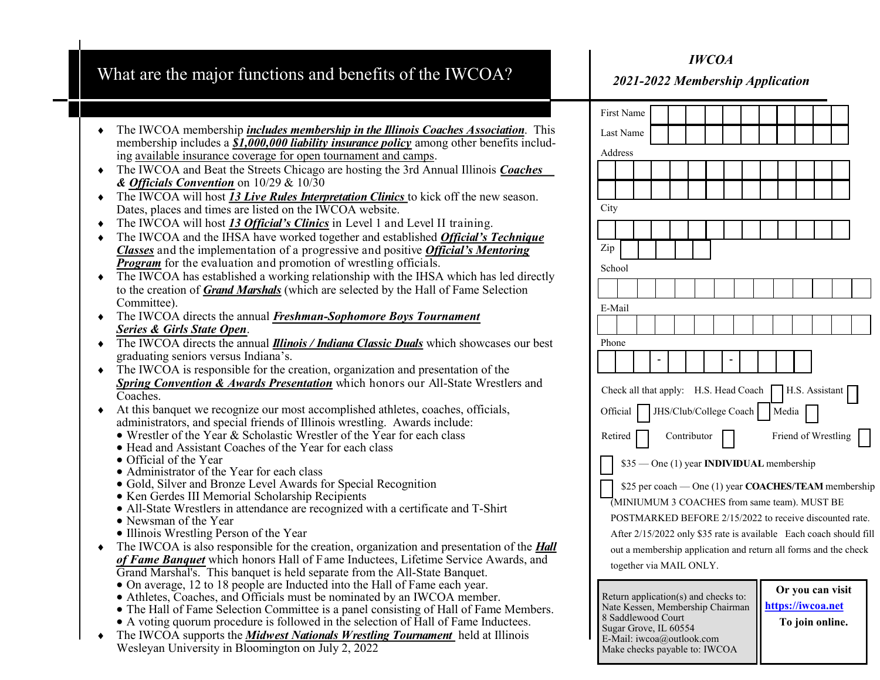# What are the major functions and benefits of the IWCOA?

- The IWCOA membership ***includes membership in the Illinois Coaches Association***. This membership includes a ***$1,000,000 liability insurance policy*** among other benefits including available insurance coverage for open tournament and camps.
- The IWCOA and Beat the Streets Chicago are hosting the 3rd Annual Illinois ***Coaches & Officials Convention*** on 10/29 & 10/30
- The IWCOA will host ***13 Live Rules Interpretation Clinics*** to kick off the new season. Dates, places and times are listed on the IWCOA website.
- The IWCOA will host ***13 Official's Clinics*** in Level 1 and Level II training.
- The IWCOA and the IHSA have worked together and established ***Official's Technique Classes*** and the implementation of a progressive and positive ***Official's Mentoring Program*** for the evaluation and promotion of wrestling officials.
- The IWCOA has established a working relationship with the IHSA which has led directly to the creation of ***Grand Marshals*** (which are selected by the Hall of Fame Selection Committee).
- The IWCOA directs the annual ***Freshman-Sophomore Boys Tournament Series & Girls State Open***.
- The IWCOA directs the annual ***Illinois / Indiana Classic Duals*** which showcases our best graduating seniors versus Indiana's.
- The IWCOA is responsible for the creation, organization and presentation of the ***Spring Convention & Awards Presentation*** which honors our All-State Wrestlers and Coaches.
- At this banquet we recognize our most accomplished athletes, coaches, officials, administrators, and special friends of Illinois wrestling. Awards include:
  - Wrestler of the Year & Scholastic Wrestler of the Year for each class
  - Head and Assistant Coaches of the Year for each class
  - Official of the Year
  - Administrator of the Year for each class
  - Gold, Silver and Bronze Level Awards for Special Recognition
  - Ken Gerdes III Memorial Scholarship Recipients
  - All-State Wrestlers in attendance are recognized with a certificate and T-Shirt
  - Newsman of the Year
  - Illinois Wrestling Person of the Year
- The IWCOA is also responsible for the creation, organization and presentation of the ***Hall of Fame Banquet*** which honors Hall of Fame Inductees, Lifetime Service Awards, and Grand Marshal's. This banquet is held separate from the All-State Banquet.
  - On average, 12 to 18 people are Inducted into the Hall of Fame each year.
  - Athletes, Coaches, and Officials must be nominated by an IWCOA member.
  - The Hall of Fame Selection Committee is a panel consisting of Hall of Fame Members.
  - A voting quorum procedure is followed in the selection of Hall of Fame Inductees.
- The IWCOA supports the ***Midwest Nationals Wrestling Tournament*** held at Illinois Wesleyan University in Bloomington on July 2, 2022

## *IWCOA*

## *2021-2022 Membership Application*

First Name

Last Name

Address

City

Zip

School

E-Mail

Phone - -

Check all that apply: H.S. Head Coach ☐ H.S. Assistant ☐

Official ☐ JHS/Club/College Coach ☐ Media ☐

Retired ☐ Contributor ☐ Friend of Wrestling ☐

☐ $35 — One (1) year **INDIVIDUAL** membership

☐ $25 per coach — One (1) year **COACHES/TEAM** membership (MINIUMUM 3 COACHES from same team). MUST BE POSTMARKED BEFORE 2/15/2022 to receive discounted rate. After 2/15/2022 only $35 rate is available Each coach should fill out a membership application and return all forms and the check together via MAIL ONLY.

Return application(s) and checks to:
Nate Kessen, Membership Chairman
8 Saddlewood Court
Sugar Grove, IL 60554
E-Mail: iwcoa@outlook.com
Make checks payable to: IWCOA

**Or you can visit**
**https://iwcoa.net**
**To join online.**